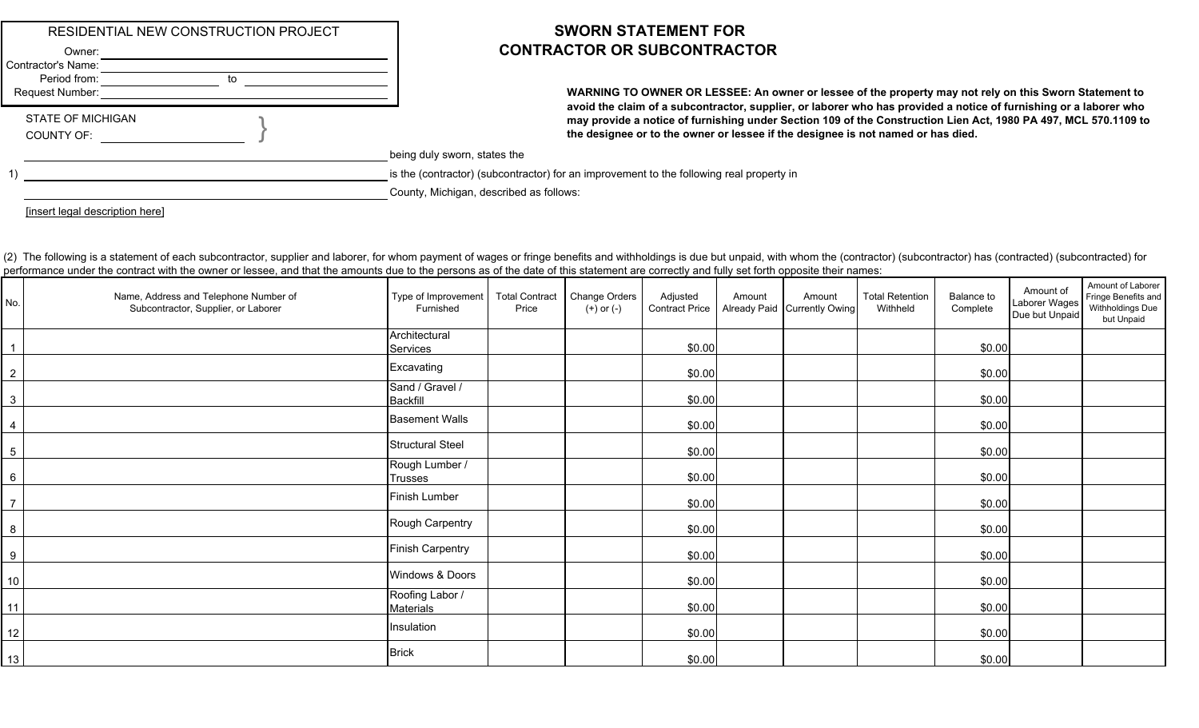RESIDENTIAL NEW CONSTRUCTION PROJECT

Owner: ______________________________

Contractor's Name: ______________________________

Period from: ______________ to ______________

Request Number: ______________________________

# SWORN STATEMENT FOR CONTRACTOR OR SUBCONTRACTOR

**WARNING TO OWNER OR LESSEE: An owner or lessee of the property may not rely on this Sworn Statement to avoid the claim of a subcontractor, supplier, or laborer who has provided a notice of furnishing or a laborer who may provide a notice of furnishing under Section 109 of the Construction Lien Act, 1980 PA 497, MCL 570.1109 to the designee or to the owner or lessee if the designee is not named or has died.**

STATE OF MICHIGAN }
COUNTY OF: ______________ }

______________________________ being duly sworn, states the

1) ______________________________ is the (contractor) (subcontractor) for an improvement to the following real property in

______________________________ County, Michigan, described as follows:

[insert legal description here]

(2) The following is a statement of each subcontractor, supplier and laborer, for whom payment of wages or fringe benefits and withholdings is due but unpaid, with whom the (contractor) (subcontractor) has (contracted) (subcontracted) for performance under the contract with the owner or lessee, and that the amounts due to the persons as of the date of this statement are correctly and fully set forth opposite their names:

| No. | Name, Address and Telephone Number of Subcontractor, Supplier, or Laborer | Type of Improvement Furnished | Total Contract Price | Change Orders (+) or (-) | Adjusted Contract Price | Amount Already Paid | Amount Currently Owing | Total Retention Withheld | Balance to Complete | Amount of Laborer Wages Due but Unpaid | Amount of Laborer Fringe Benefits and Withholdings Due but Unpaid |
|---|---|---|---|---|---|---|---|---|---|---|---|
| 1 | | Architectural Services | | | $0.00 | | | | $0.00 | | |
| 2 | | Excavating | | | $0.00 | | | | $0.00 | | |
| 3 | | Sand / Gravel / Backfill | | | $0.00 | | | | $0.00 | | |
| 4 | | Basement Walls | | | $0.00 | | | | $0.00 | | |
| 5 | | Structural Steel | | | $0.00 | | | | $0.00 | | |
| 6 | | Rough Lumber / Trusses | | | $0.00 | | | | $0.00 | | |
| 7 | | Finish Lumber | | | $0.00 | | | | $0.00 | | |
| 8 | | Rough Carpentry | | | $0.00 | | | | $0.00 | | |
| 9 | | Finish Carpentry | | | $0.00 | | | | $0.00 | | |
| 10 | | Windows & Doors | | | $0.00 | | | | $0.00 | | |
| 11 | | Roofing Labor / Materials | | | $0.00 | | | | $0.00 | | |
| 12 | | Insulation | | | $0.00 | | | | $0.00 | | |
| 13 | | Brick | | | $0.00 | | | | $0.00 | | |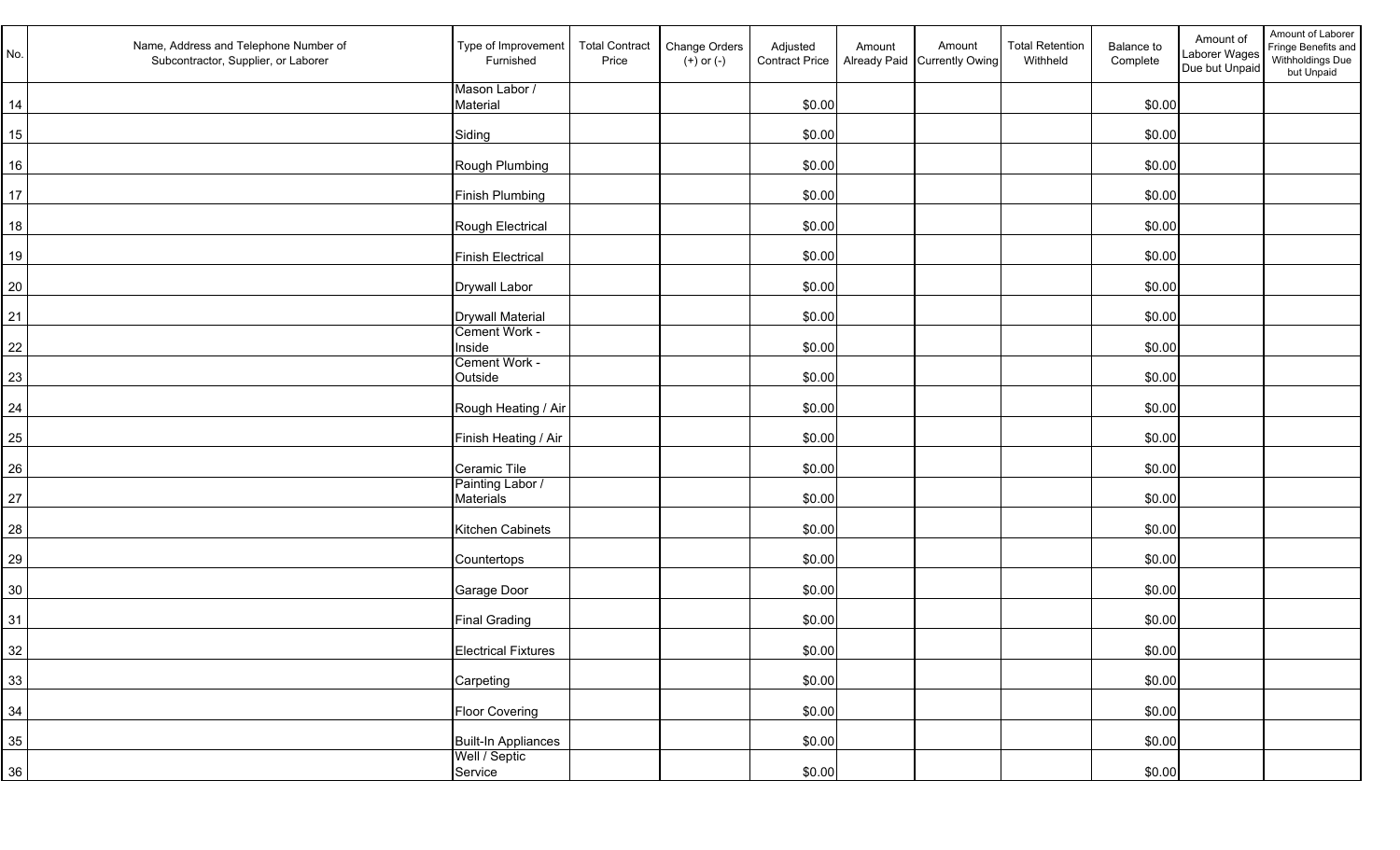| No. | Name, Address and Telephone Number of Subcontractor, Supplier, or Laborer | Type of Improvement Furnished | Total Contract Price | Change Orders (+) or (-) | Adjusted Contract Price | Amount Already Paid | Amount Currently Owing | Total Retention Withheld | Balance to Complete | Amount of Laborer Wages Due but Unpaid | Amount of Laborer Fringe Benefits and Withholdings Due but Unpaid |
|---|---|---|---|---|---|---|---|---|---|---|---|
| 14 | | Mason Labor / Material | | | $0.00 | | | | $0.00 | | |
| 15 | | Siding | | | $0.00 | | | | $0.00 | | |
| 16 | | Rough Plumbing | | | $0.00 | | | | $0.00 | | |
| 17 | | Finish Plumbing | | | $0.00 | | | | $0.00 | | |
| 18 | | Rough Electrical | | | $0.00 | | | | $0.00 | | |
| 19 | | Finish Electrical | | | $0.00 | | | | $0.00 | | |
| 20 | | Drywall Labor | | | $0.00 | | | | $0.00 | | |
| 21 | | Drywall Material | | | $0.00 | | | | $0.00 | | |
| 22 | | Cement Work - Inside | | | $0.00 | | | | $0.00 | | |
| 23 | | Cement Work - Outside | | | $0.00 | | | | $0.00 | | |
| 24 | | Rough Heating / Air | | | $0.00 | | | | $0.00 | | |
| 25 | | Finish Heating / Air | | | $0.00 | | | | $0.00 | | |
| 26 | | Ceramic Tile | | | $0.00 | | | | $0.00 | | |
| 27 | | Painting Labor / Materials | | | $0.00 | | | | $0.00 | | |
| 28 | | Kitchen Cabinets | | | $0.00 | | | | $0.00 | | |
| 29 | | Countertops | | | $0.00 | | | | $0.00 | | |
| 30 | | Garage Door | | | $0.00 | | | | $0.00 | | |
| 31 | | Final Grading | | | $0.00 | | | | $0.00 | | |
| 32 | | Electrical Fixtures | | | $0.00 | | | | $0.00 | | |
| 33 | | Carpeting | | | $0.00 | | | | $0.00 | | |
| 34 | | Floor Covering | | | $0.00 | | | | $0.00 | | |
| 35 | | Built-In Appliances | | | $0.00 | | | | $0.00 | | |
| 36 | | Well / Septic Service | | | $0.00 | | | | $0.00 | | |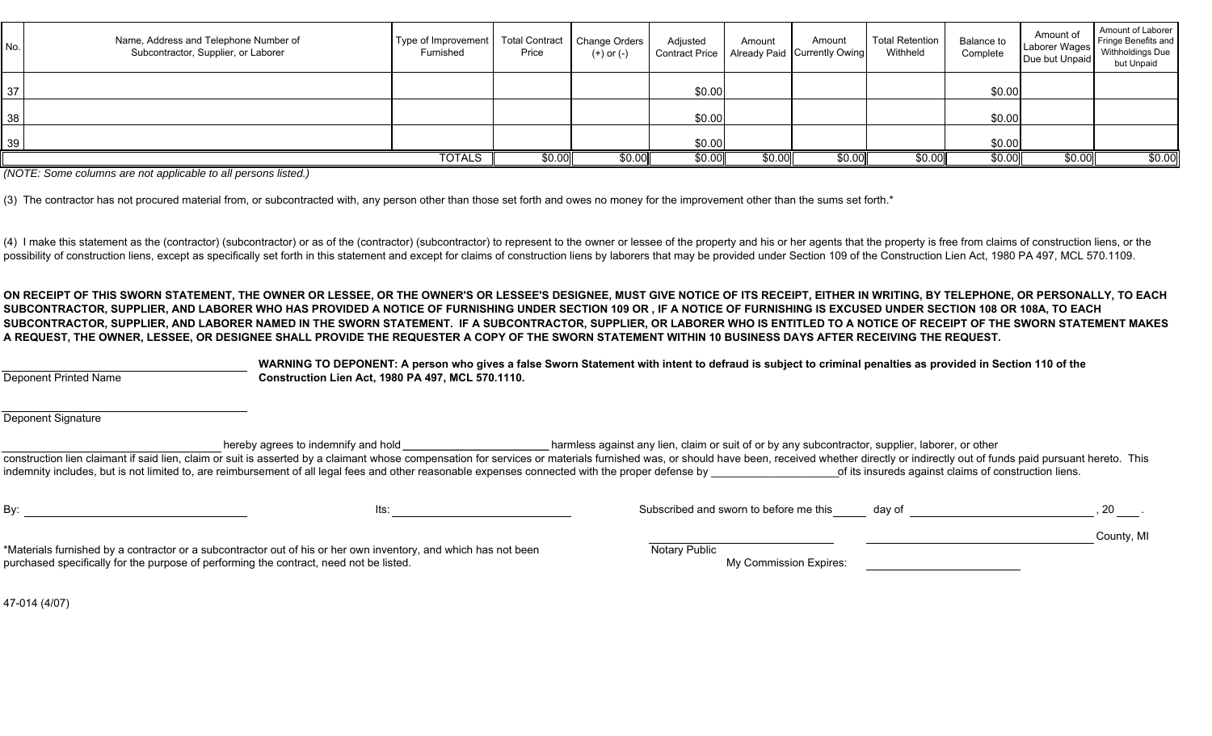| No. | Name, Address and Telephone Number of Subcontractor, Supplier, or Laborer | Type of Improvement Furnished | Total Contract Price | Change Orders (+) or (-) | Adjusted Contract Price | Amount Already Paid | Amount Currently Owing | Total Retention Withheld | Balance to Complete | Amount of Laborer Wages Due but Unpaid | Amount of Laborer Fringe Benefits and Withholdings Due but Unpaid |
|---|---|---|---|---|---|---|---|---|---|---|---|
| 37 | | | | | $0.00 | | | | $0.00 | | |
| 38 | | | | | $0.00 | | | | $0.00 | | |
| 39 | | | | | $0.00 | | | | $0.00 | | |
| | | TOTALS | $0.00 | $0.00 | $0.00 | $0.00 | $0.00 | $0.00 | $0.00 | $0.00 | $0.00 |

*(NOTE: Some columns are not applicable to all persons listed.)*

(3) The contractor has not procured material from, or subcontracted with, any person other than those set forth and owes no money for the improvement other than the sums set forth.*

(4) I make this statement as the (contractor) (subcontractor) or as of the (contractor) (subcontractor) to represent to the owner or lessee of the property and his or her agents that the property is free from claims of construction liens, or the possibility of construction liens, except as specifically set forth in this statement and except for claims of construction liens by laborers that may be provided under Section 109 of the Construction Lien Act, 1980 PA 497, MCL 570.1109.

**ON RECEIPT OF THIS SWORN STATEMENT, THE OWNER OR LESSEE, OR THE OWNER'S OR LESSEE'S DESIGNEE, MUST GIVE NOTICE OF ITS RECEIPT, EITHER IN WRITING, BY TELEPHONE, OR PERSONALLY, TO EACH SUBCONTRACTOR, SUPPLIER, AND LABORER WHO HAS PROVIDED A NOTICE OF FURNISHING UNDER SECTION 109 OR , IF A NOTICE OF FURNISHING IS EXCUSED UNDER SECTION 108 OR 108A, TO EACH SUBCONTRACTOR, SUPPLIER, AND LABORER NAMED IN THE SWORN STATEMENT. IF A SUBCONTRACTOR, SUPPLIER, OR LABORER WHO IS ENTITLED TO A NOTICE OF RECEIPT OF THE SWORN STATEMENT MAKES A REQUEST, THE OWNER, LESSEE, OR DESIGNEE SHALL PROVIDE THE REQUESTER A COPY OF THE SWORN STATEMENT WITHIN 10 BUSINESS DAYS AFTER RECEIVING THE REQUEST.**

______________________________
Deponent Printed Name

**WARNING TO DEPONENT: A person who gives a false Sworn Statement with intent to defraud is subject to criminal penalties as provided in Section 110 of the Construction Lien Act, 1980 PA 497, MCL 570.1110.**

______________________________
Deponent Signature

______________________________ hereby agrees to indemnify and hold ______________________ harmless against any lien, claim or suit of or by any subcontractor, supplier, laborer, or other construction lien claimant if said lien, claim or suit is asserted by a claimant whose compensation for services or materials furnished was, or should have been, received whether directly or indirectly out of funds paid pursuant hereto. This indemnity includes, but is not limited to, are reimbursement of all legal fees and other reasonable expenses connected with the proper defense by ____________________of its insureds against claims of construction liens.

By: ______________________________ Its: ______________________________

Subscribed and sworn to before me this _____ day of ______________________, 20 ___.

______________________________ Notary Public

______________________________ County, MI

My Commission Expires: ______________________

*Materials furnished by a contractor or a subcontractor out of his or her own inventory, and which has not been purchased specifically for the purpose of performing the contract, need not be listed.

47-014 (4/07)